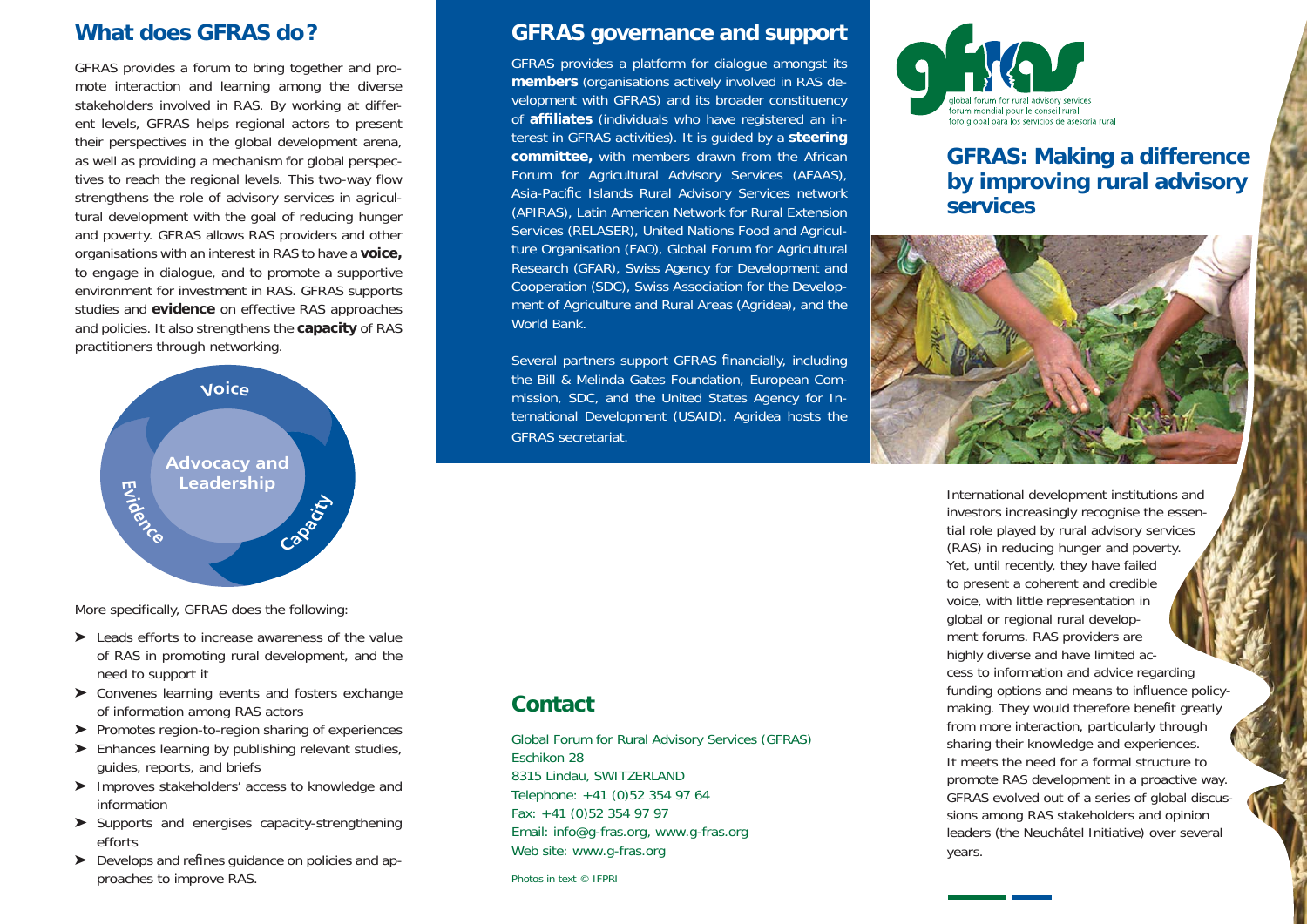## What does GFRAS do?

GFRAS provides a forum to bring together and promote interaction and learning among the diverse stakeholders involved in RAS. By working at different levels, GFRAS helps regional actors to present their perspectives in the global development arena, as well as providing a mechanism for global perspectives to reach the regional levels. This two-way flow strengthens the role of advisory services in agricultural development with the goal of reducing hunger and poverty. GFRAS allows RAS providers and other organisations with an interest in RAS to have a **voice,** to engage in dialogue, and to promote a supportive environment for investment in RAS. GFRAS supports studies and **evidence** on effective RAS approaches and policies. It also strengthens the **capacity** of RAS practitioners through networking.

Voice

Advocacy and Leadership

Evidence

Capacity

More specifically, GFRAS does the following:

- Leads efforts to increase awareness of the value of RAS in promoting rural development, and the need to support it
- Convenes learning events and fosters exchange of information among RAS actors
- Promotes region-to-region sharing of experiences
- Enhances learning by publishing relevant studies, guides, reports, and briefs
- Improves stakeholders' access to knowledge and information
- Supports and energises capacity-strengthening efforts
- Develops and refines guidance on policies and approaches to improve RAS.

## GFRAS governance and support

GFRAS provides a platform for dialogue amongst its **members** (organisations actively involved in RAS development with GFRAS) and its broader constituency of **affiliates** (individuals who have registered an interest in GFRAS activities). It is guided by a **steering committee,** with members drawn from the African Forum for Agricultural Advisory Services (AFAAS), Asia-Pacific Islands Rural Advisory Services network (APIRAS), Latin American Network for Rural Extension Services (RELASER), United Nations Food and Agriculture Organisation (FAO), Global Forum for Agricultural Research (GFAR), Swiss Agency for Development and Cooperation (SDC), Swiss Association for the Development of Agriculture and Rural Areas (Agridea), and the World Bank.

Several partners support GFRAS financially, including the Bill & Melinda Gates Foundation, European Commission, SDC, and the United States Agency for International Development (USAID). Agridea hosts the GFRAS secretariat.

## Contact

Global Forum for Rural Advisory Services (GFRAS)
Eschikon 28
8315 Lindau, SWITZERLAND
Telephone: +41 (0)52 354 97 64
Fax: +41 (0)52 354 97 97
Email: info@g-fras.org, www.g-fras.org
Web site: www.g-fras.org

Photos in text © IFPRI

gfras

global forum for rural advisory services
forum mondial pour le conseil rural
foro global para los servicios de asesoría rural

# GFRAS: Making a difference by improving rural advisory services

International development institutions and investors increasingly recognise the essential role played by rural advisory services (RAS) in reducing hunger and poverty. Yet, until recently, they have failed to present a coherent and credible voice, with little representation in global or regional rural development forums. RAS providers are highly diverse and have limited access to information and advice regarding funding options and means to influence policymaking. They would therefore benefit greatly from more interaction, particularly through sharing their knowledge and experiences. It meets the need for a formal structure to promote RAS development in a proactive way. GFRAS evolved out of a series of global discussions among RAS stakeholders and opinion leaders (the Neuchâtel Initiative) over several years.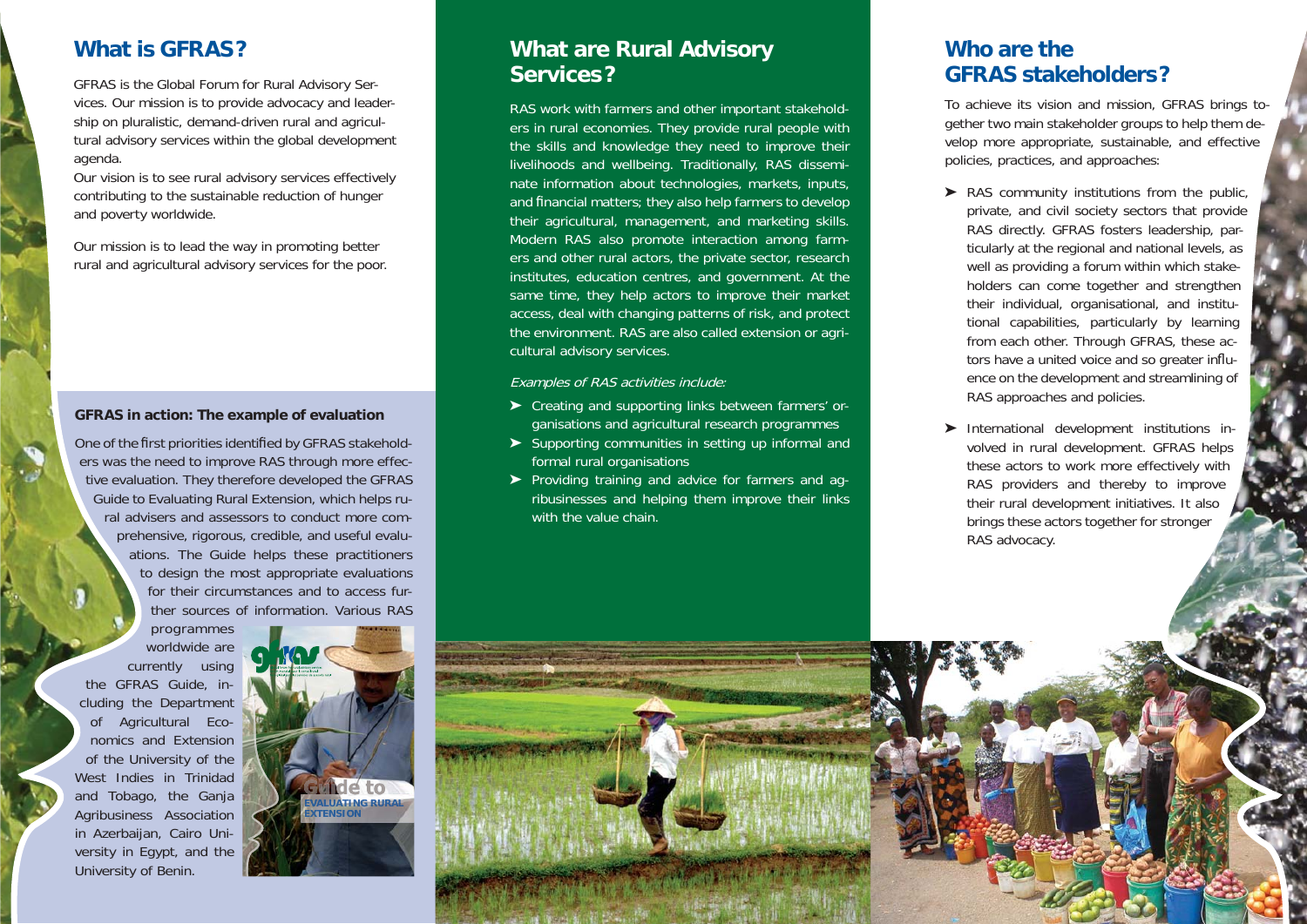## What is GFRAS?

GFRAS is the Global Forum for Rural Advisory Services. Our mission is to provide advocacy and leadership on pluralistic, demand-driven rural and agricultural advisory services within the global development agenda.

Our vision is to see rural advisory services effectively contributing to the sustainable reduction of hunger and poverty worldwide.

Our mission is to lead the way in promoting better rural and agricultural advisory services for the poor.

### GFRAS in action: The example of evaluation

One of the first priorities identified by GFRAS stakeholders was the need to improve RAS through more effective evaluation. They therefore developed the GFRAS Guide to Evaluating Rural Extension, which helps rural advisers and assessors to conduct more comprehensive, rigorous, credible, and useful evaluations. The Guide helps these practitioners to design the most appropriate evaluations for their circumstances and to access further sources of information. Various RAS programmes worldwide are currently using the GFRAS Guide, including the Department of Agricultural Economics and Extension of the University of the West Indies in Trinidad and Tobago, the Ganja Agribusiness Association in Azerbaijan, Cairo University in Egypt, and the University of Benin.

## What are Rural Advisory Services?

RAS work with farmers and other important stakeholders in rural economies. They provide rural people with the skills and knowledge they need to improve their livelihoods and wellbeing. Traditionally, RAS disseminate information about technologies, markets, inputs, and financial matters; they also help farmers to develop their agricultural, management, and marketing skills. Modern RAS also promote interaction among farmers and other rural actors, the private sector, research institutes, education centres, and government. At the same time, they help actors to improve their market access, deal with changing patterns of risk, and protect the environment. RAS are also called extension or agricultural advisory services.

*Examples of RAS activities include:*

- Creating and supporting links between farmers' organisations and agricultural research programmes
- Supporting communities in setting up informal and formal rural organisations
- Providing training and advice for farmers and agribusinesses and helping them improve their links with the value chain.

## Who are the GFRAS stakeholders?

To achieve its vision and mission, GFRAS brings together two main stakeholder groups to help them develop more appropriate, sustainable, and effective policies, practices, and approaches:

- RAS community institutions from the public, private, and civil society sectors that provide RAS directly. GFRAS fosters leadership, particularly at the regional and national levels, as well as providing a forum within which stakeholders can come together and strengthen their individual, organisational, and institutional capabilities, particularly by learning from each other. Through GFRAS, these actors have a united voice and so greater influence on the development and streamlining of RAS approaches and policies.
- International development institutions involved in rural development. GFRAS helps these actors to work more effectively with RAS providers and thereby to improve their rural development initiatives. It also brings these actors together for stronger RAS advocacy.